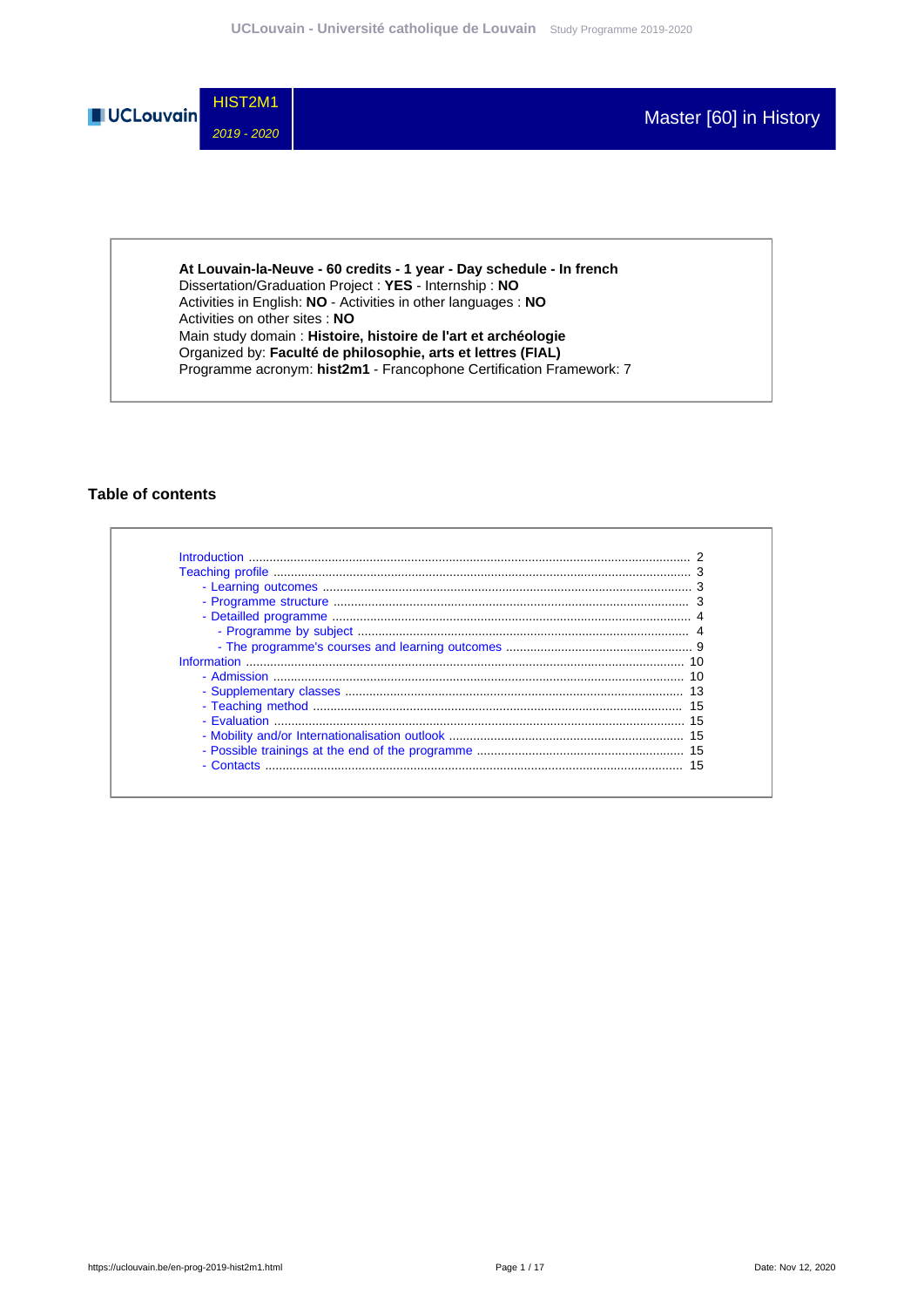HIST2M1

*2019 - 2020*

# Master [60] in History

**At Louvain-la-Neuve - 60 credits - 1 year - Day schedule - In french**
Dissertation/Graduation Project : **YES** - Internship : **NO**
Activities in English: **NO** - Activities in other languages : **NO**
Activities on other sites : **NO**
Main study domain : **Histoire, histoire de l'art et archéologie**
Organized by: **Faculté de philosophie, arts et lettres (FIAL)**
Programme acronym: **hist2m1** - Francophone Certification Framework: 7

## Table of contents

- Introduction ..... 2
- Teaching profile ..... 3
  - Learning outcomes ..... 3
  - Programme structure ..... 3
  - Detailled programme ..... 4
    - Programme by subject ..... 4
    - The programme's courses and learning outcomes ..... 9
- Information ..... 10
  - Admission ..... 10
  - Supplementary classes ..... 13
  - Teaching method ..... 15
  - Evaluation ..... 15
  - Mobility and/or Internationalisation outlook ..... 15
  - Possible trainings at the end of the programme ..... 15
  - Contacts ..... 15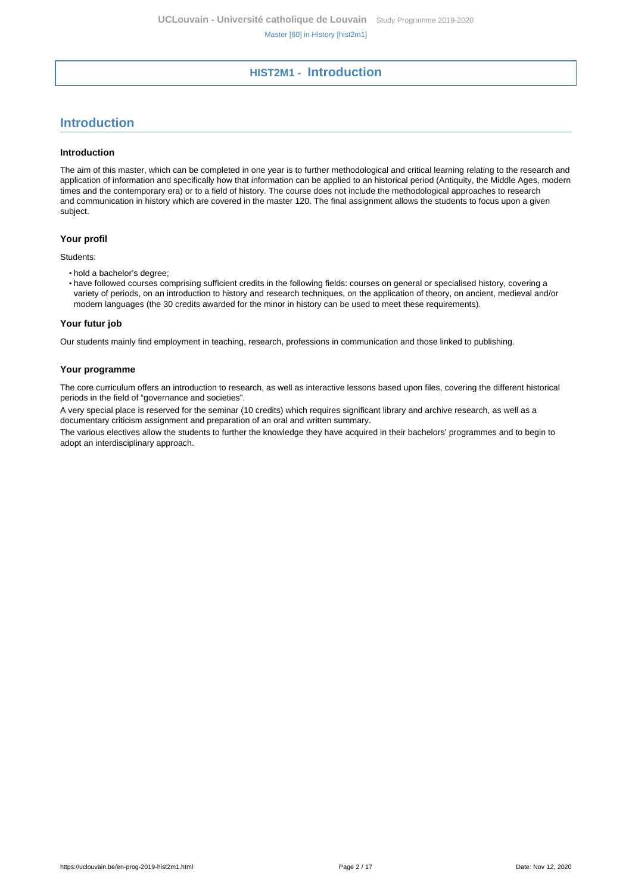# HIST2M1 - Introduction

## Introduction

### Introduction

The aim of this master, which can be completed in one year is to further methodological and critical learning relating to the research and application of information and specifically how that information can be applied to an historical period (Antiquity, the Middle Ages, modern times and the contemporary era) or to a field of history. The course does not include the methodological approaches to research and communication in history which are covered in the master 120. The final assignment allows the students to focus upon a given subject.

### Your profil

Students:

- hold a bachelor's degree;
- have followed courses comprising sufficient credits in the following fields: courses on general or specialised history, covering a variety of periods, on an introduction to history and research techniques, on the application of theory, on ancient, medieval and/or modern languages (the 30 credits awarded for the minor in history can be used to meet these requirements).

### Your futur job

Our students mainly find employment in teaching, research, professions in communication and those linked to publishing.

### Your programme

The core curriculum offers an introduction to research, as well as interactive lessons based upon files, covering the different historical periods in the field of "governance and societies".

A very special place is reserved for the seminar (10 credits) which requires significant library and archive research, as well as a documentary criticism assignment and preparation of an oral and written summary.

The various electives allow the students to further the knowledge they have acquired in their bachelors' programmes and to begin to adopt an interdisciplinary approach.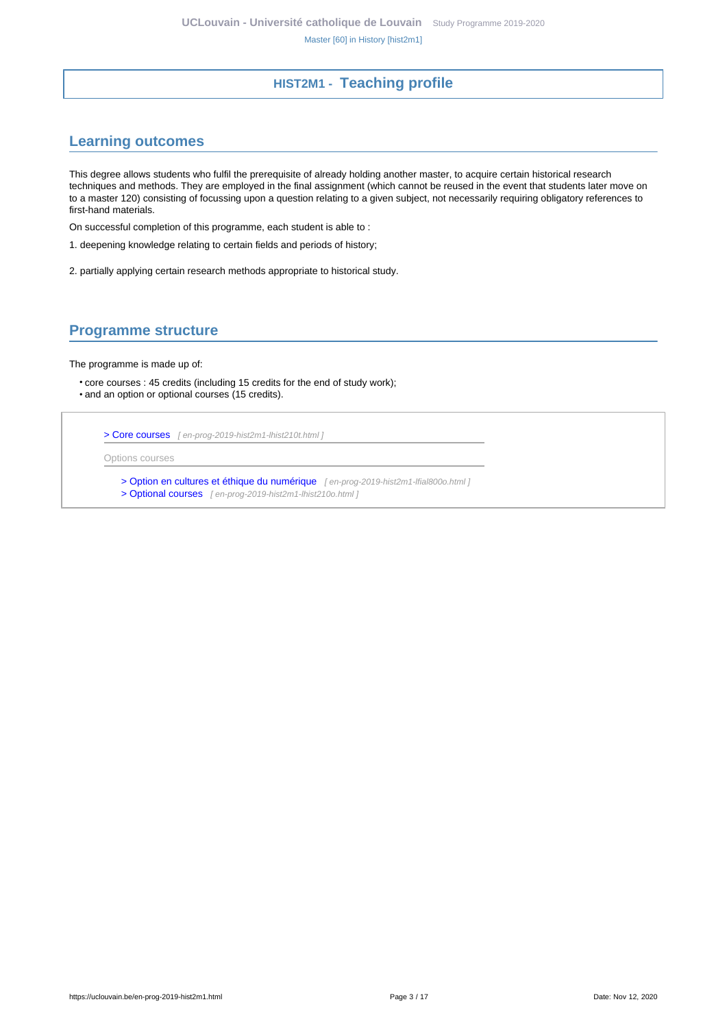# HIST2M1 - Teaching profile

## Learning outcomes

This degree allows students who fulfil the prerequisite of already holding another master, to acquire certain historical research techniques and methods. They are employed in the final assignment (which cannot be reused in the event that students later move on to a master 120) consisting of focussing upon a question relating to a given subject, not necessarily requiring obligatory references to first-hand materials.

On successful completion of this programme, each student is able to :

1. deepening knowledge relating to certain fields and periods of history;

2. partially applying certain research methods appropriate to historical study.

## Programme structure

The programme is made up of:

- core courses : 45 credits (including 15 credits for the end of study work);
- and an option or optional courses (15 credits).

> Core courses [ en-prog-2019-hist2m1-lhist210t.html ]

Options courses

> Option en cultures et éthique du numérique [ en-prog-2019-hist2m1-lfial800o.html ]
> Optional courses [ en-prog-2019-hist2m1-lhist210o.html ]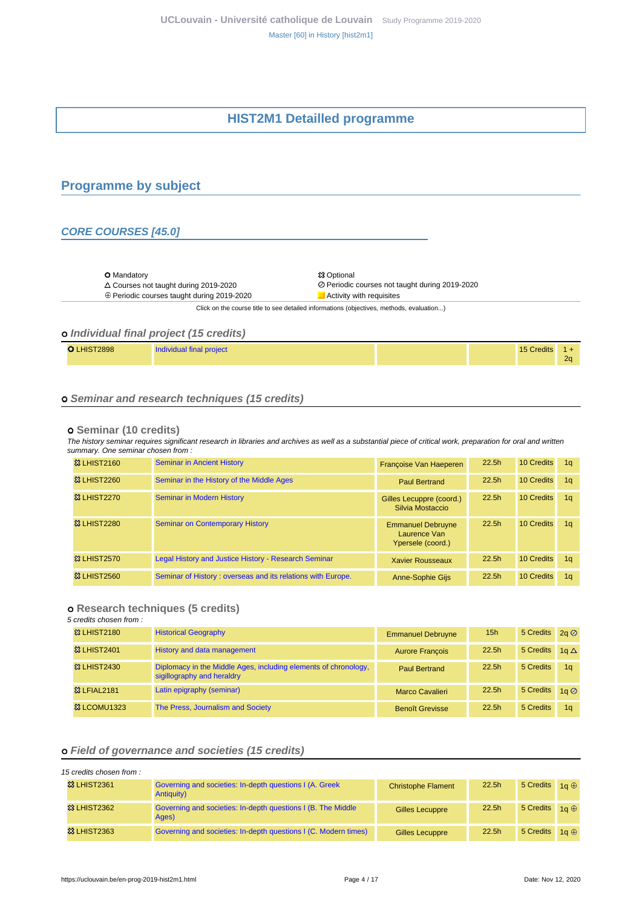# HIST2M1 Detailled programme

## Programme by subject

### CORE COURSES [45.0]

| | |
|---|---|
| ⭘ Mandatory | ⚃ Optional |
| △ Courses not taught during 2019-2020 | ⊘ Periodic courses not taught during 2019-2020 |
| ⊕ Periodic courses taught during 2019-2020 | Activity with requisites |

Click on the course title to see detailed informations (objectives, methods, evaluation...)

#### o *Individual final project (15 credits)*

| | | | | | |
|---|---|---|---|---|---|
| ⭘ LHIST2898 | Individual final project | | | 15 Credits | 1 + 2q |

#### o *Seminar and research techniques (15 credits)*

##### o Seminar (10 credits)

*The history seminar requires significant research in libraries and archives as well as a substantial piece of critical work, preparation for oral and written summary. One seminar chosen from :*

| | | | | | |
|---|---|---|---|---|---|
| ⚃ LHIST2160 | Seminar in Ancient History | Françoise Van Haeperen | 22.5h | 10 Credits | 1q |
| ⚃ LHIST2260 | Seminar in the History of the Middle Ages | Paul Bertrand | 22.5h | 10 Credits | 1q |
| ⚃ LHIST2270 | Seminar in Modern History | Gilles Lecuppre (coord.) Silvia Mostaccio | 22.5h | 10 Credits | 1q |
| ⚃ LHIST2280 | Seminar on Contemporary History | Emmanuel Debruyne Laurence Van Ypersele (coord.) | 22.5h | 10 Credits | 1q |
| ⚃ LHIST2570 | Legal History and Justice History - Research Seminar | Xavier Rousseaux | 22.5h | 10 Credits | 1q |
| ⚃ LHIST2560 | Seminar of History : overseas and its relations with Europe. | Anne-Sophie Gijs | 22.5h | 10 Credits | 1q |

##### o Research techniques (5 credits)

*5 credits chosen from :*

| | | | | | |
|---|---|---|---|---|---|
| ⚃ LHIST2180 | Historical Geography | Emmanuel Debruyne | 15h | 5 Credits | 2q ⊘ |
| ⚃ LHIST2401 | History and data management | Aurore François | 22.5h | 5 Credits | 1q △ |
| ⚃ LHIST2430 | Diplomacy in the Middle Ages, including elements of chronology, sigillography and heraldry | Paul Bertrand | 22.5h | 5 Credits | 1q |
| ⚃ LFIAL2181 | Latin epigraphy (seminar) | Marco Cavalieri | 22.5h | 5 Credits | 1q ⊘ |
| ⚃ LCOMU1323 | The Press, Journalism and Society | Benoît Grevisse | 22.5h | 5 Credits | 1q |

#### o *Field of governance and societies (15 credits)*

*15 credits chosen from :*

| | | | | | |
|---|---|---|---|---|---|
| ⚃ LHIST2361 | Governing and societies: In-depth questions I (A. Greek Antiquity) | Christophe Flament | 22.5h | 5 Credits | 1q ⊕ |
| ⚃ LHIST2362 | Governing and societies: In-depth questions I (B. The Middle Ages) | Gilles Lecuppre | 22.5h | 5 Credits | 1q ⊕ |
| ⚃ LHIST2363 | Governing and societies: In-depth questions I (C. Modern times) | Gilles Lecuppre | 22.5h | 5 Credits | 1q ⊕ |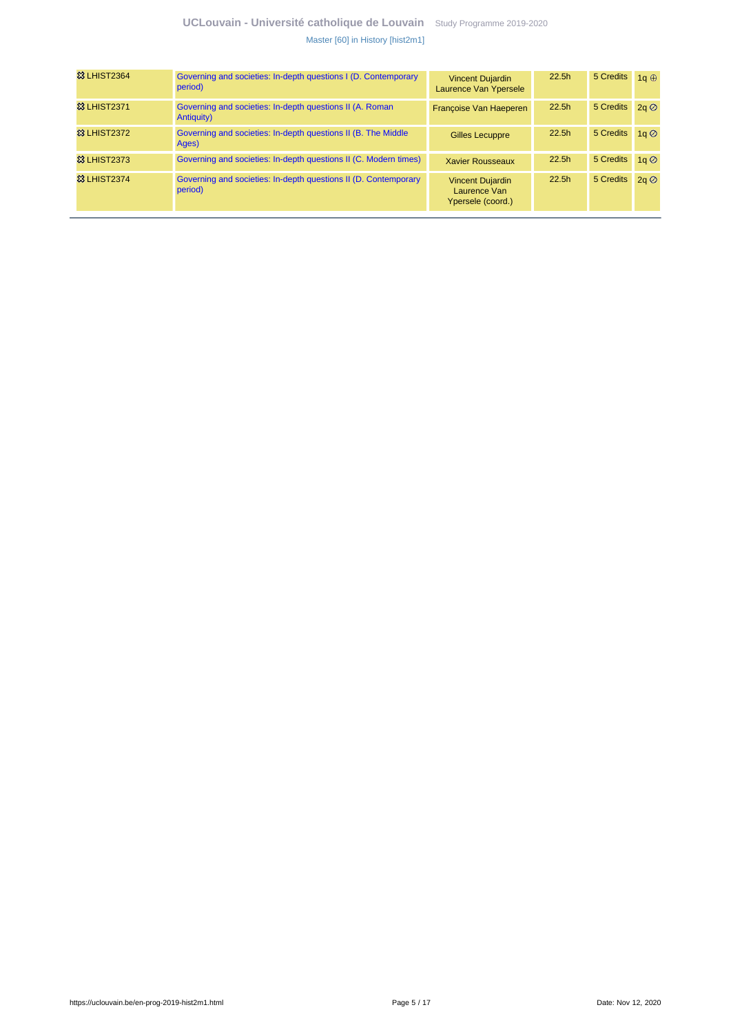| | | | | | |
|---|---|---|---|---|---|
| ꕥ LHIST2364 | Governing and societies: In-depth questions I (D. Contemporary period) | Vincent Dujardin<br>Laurence Van Ypersele | 22.5h | 5 Credits | 1q ⊕ |
| ꕥ LHIST2371 | Governing and societies: In-depth questions II (A. Roman Antiquity) | Françoise Van Haeperen | 22.5h | 5 Credits | 2q ⊘ |
| ꕥ LHIST2372 | Governing and societies: In-depth questions II (B. The Middle Ages) | Gilles Lecuppre | 22.5h | 5 Credits | 1q ⊘ |
| ꕥ LHIST2373 | Governing and societies: In-depth questions II (C. Modern times) | Xavier Rousseaux | 22.5h | 5 Credits | 1q ⊘ |
| ꕥ LHIST2374 | Governing and societies: In-depth questions II (D. Contemporary period) | Vincent Dujardin<br>Laurence Van Ypersele (coord.) | 22.5h | 5 Credits | 2q ⊘ |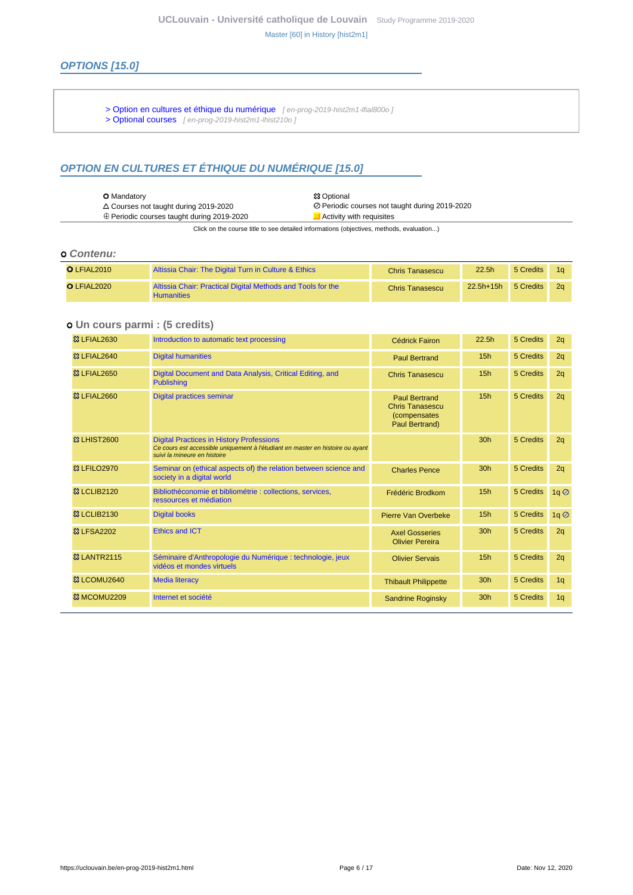## OPTIONS [15.0]

> Option en cultures et éthique du numérique [ en-prog-2019-hist2m1-lfial800o ]
> Optional courses [ en-prog-2019-hist2m1-lhist210o ]

## OPTION EN CULTURES ET ÉTHIQUE DU NUMÉRIQUE [15.0]

| | |
|---|---|
| ⭘ Mandatory | ✿ Optional |
| △ Courses not taught during 2019-2020 | ⊘ Periodic courses not taught during 2019-2020 |
| ⊕ Periodic courses taught during 2019-2020 | Activity with requisites |

Click on the course title to see detailed informations (objectives, methods, evaluation...)

### ⭘ *Contenu:*

| Code | Title | Teacher(s) | Hours | Credits | Term |
|---|---|---|---|---|---|
| ⭘ LFIAL2010 | Altissia Chair: The Digital Turn in Culture & Ethics | Chris Tanasescu | 22.5h | 5 Credits | 1q |
| ⭘ LFIAL2020 | Altissia Chair: Practical Digital Methods and Tools for the Humanities | Chris Tanasescu | 22.5h+15h | 5 Credits | 2q |

### ⭘ Un cours parmi : (5 credits)

| Code | Title | Teacher(s) | Hours | Credits | Term |
|---|---|---|---|---|---|
| ✿ LFIAL2630 | Introduction to automatic text processing | Cédrick Fairon | 22.5h | 5 Credits | 2q |
| ✿ LFIAL2640 | Digital humanities | Paul Bertrand | 15h | 5 Credits | 2q |
| ✿ LFIAL2650 | Digital Document and Data Analysis, Critical Editing, and Publishing | Chris Tanasescu | 15h | 5 Credits | 2q |
| ✿ LFIAL2660 | Digital practices seminar | Paul Bertrand<br>Chris Tanasescu (compensates Paul Bertrand) | 15h | 5 Credits | 2q |
| ✿ LHIST2600 | Digital Practices in History Professions<br>*Ce cours est accessible uniquement à l'étudiant en master en histoire ou ayant suivi la mineure en histoire* | | 30h | 5 Credits | 2q |
| ✿ LFILO2970 | Seminar on (ethical aspects of) the relation between science and society in a digital world | Charles Pence | 30h | 5 Credits | 2q |
| ✿ LCLIB2120 | Bibliothéconomie et bibliométrie : collections, services, ressources et médiation | Frédéric Brodkom | 15h | 5 Credits | 1q ⊘ |
| ✿ LCLIB2130 | Digital books | Pierre Van Overbeke | 15h | 5 Credits | 1q ⊘ |
| ✿ LFSA2202 | Ethics and ICT | Axel Gosseries<br>Olivier Pereira | 30h | 5 Credits | 2q |
| ✿ LANTR2115 | Séminaire d'Anthropologie du Numérique : technologie, jeux vidéos et mondes virtuels | Olivier Servais | 15h | 5 Credits | 2q |
| ✿ LCOMU2640 | Media literacy | Thibault Philippette | 30h | 5 Credits | 1q |
| ✿ MCOMU2209 | Internet et société | Sandrine Roginsky | 30h | 5 Credits | 1q |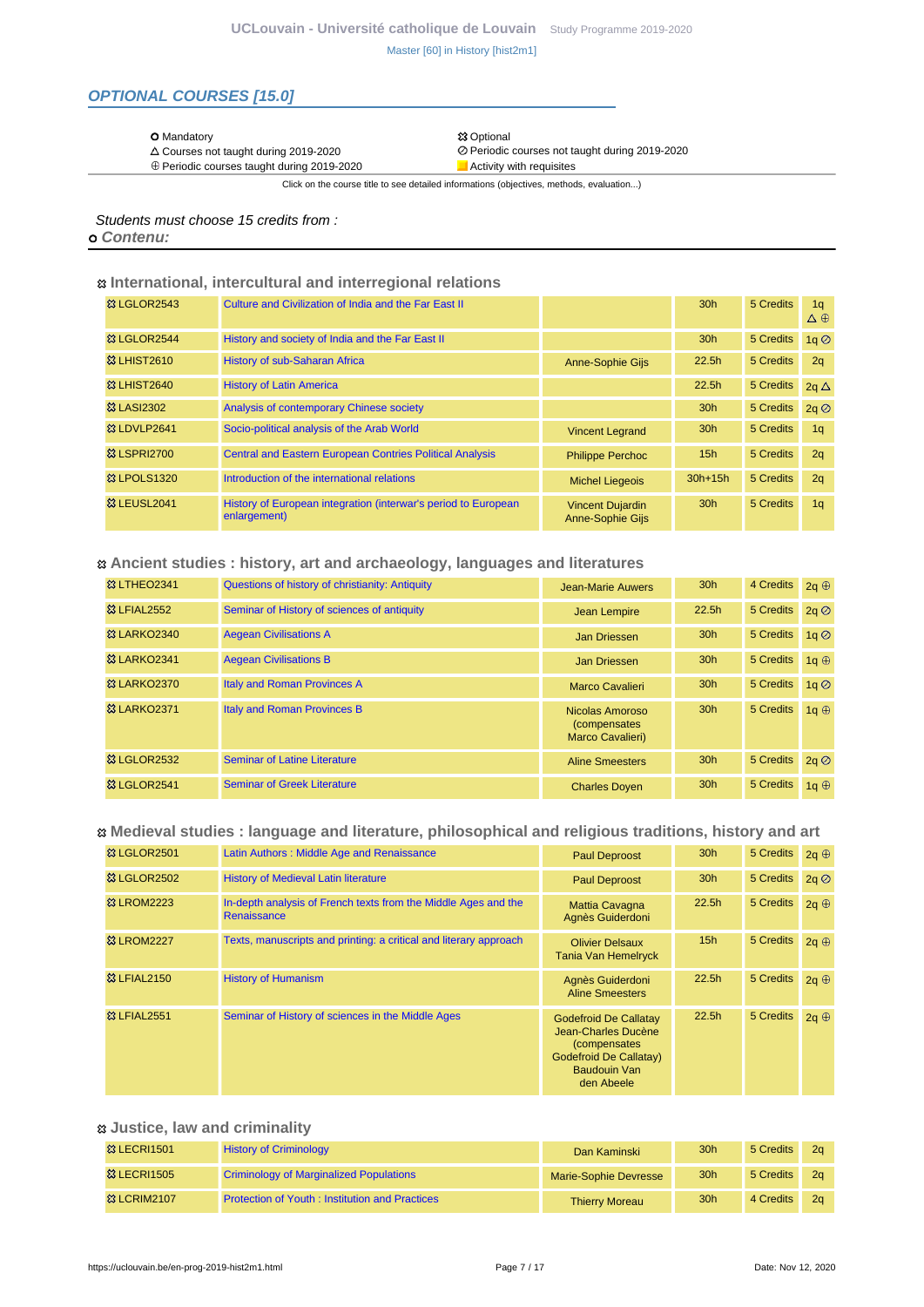## OPTIONAL COURSES [15.0]

| | |
|---|---|
| ⭘ Mandatory | ⚙ Optional |
| △ Courses not taught during 2019-2020 | ⊘ Periodic courses not taught during 2019-2020 |
| ⊕ Periodic courses taught during 2019-2020 | Activity with requisites |

Click on the course title to see detailed informations (objectives, methods, evaluation...)

*Students must choose 15 credits from :*

⭘ **Contenu:**

### International, intercultural and interregional relations

| Code | Title | Teacher(s) | Hours | Credits | Term |
|---|---|---|---|---|---|
| LGLOR2543 | Culture and Civilization of India and the Far East II | | 30h | 5 Credits | 1q △ ⊕ |
| LGLOR2544 | History and society of India and the Far East II | | 30h | 5 Credits | 1q ⊘ |
| LHIST2610 | History of sub-Saharan Africa | Anne-Sophie Gijs | 22.5h | 5 Credits | 2q |
| LHIST2640 | History of Latin America | | 22.5h | 5 Credits | 2q △ |
| LASI2302 | Analysis of contemporary Chinese society | | 30h | 5 Credits | 2q ⊘ |
| LDVLP2641 | Socio-political analysis of the Arab World | Vincent Legrand | 30h | 5 Credits | 1q |
| LSPRI2700 | Central and Eastern European Contries Political Analysis | Philippe Perchoc | 15h | 5 Credits | 2q |
| LPOLS1320 | Introduction of the international relations | Michel Liegeois | 30h+15h | 5 Credits | 2q |
| LEUSL2041 | History of European integration (interwar's period to European enlargement) | Vincent Dujardin<br>Anne-Sophie Gijs | 30h | 5 Credits | 1q |

### Ancient studies : history, art and archaeology, languages and literatures

| Code | Title | Teacher(s) | Hours | Credits | Term |
|---|---|---|---|---|---|
| LTHEO2341 | Questions of history of christianity: Antiquity | Jean-Marie Auwers | 30h | 4 Credits | 2q ⊕ |
| LFIAL2552 | Seminar of History of sciences of antiquity | Jean Lempire | 22.5h | 5 Credits | 2q ⊘ |
| LARKO2340 | Aegean Civilisations A | Jan Driessen | 30h | 5 Credits | 1q ⊘ |
| LARKO2341 | Aegean Civilisations B | Jan Driessen | 30h | 5 Credits | 1q ⊕ |
| LARKO2370 | Italy and Roman Provinces A | Marco Cavalieri | 30h | 5 Credits | 1q ⊘ |
| LARKO2371 | Italy and Roman Provinces B | Nicolas Amoroso (compensates Marco Cavalieri) | 30h | 5 Credits | 1q ⊕ |
| LGLOR2532 | Seminar of Latine Literature | Aline Smeesters | 30h | 5 Credits | 2q ⊘ |
| LGLOR2541 | Seminar of Greek Literature | Charles Doyen | 30h | 5 Credits | 1q ⊕ |

### Medieval studies : language and literature, philosophical and religious traditions, history and art

| Code | Title | Teacher(s) | Hours | Credits | Term |
|---|---|---|---|---|---|
| LGLOR2501 | Latin Authors : Middle Age and Renaissance | Paul Deproost | 30h | 5 Credits | 2q ⊕ |
| LGLOR2502 | History of Medieval Latin literature | Paul Deproost | 30h | 5 Credits | 2q ⊘ |
| LROM2223 | In-depth analysis of French texts from the Middle Ages and the Renaissance | Mattia Cavagna<br>Agnès Guiderdoni | 22.5h | 5 Credits | 2q ⊕ |
| LROM2227 | Texts, manuscripts and printing: a critical and literary approach | Olivier Delsaux<br>Tania Van Hemelryck | 15h | 5 Credits | 2q ⊕ |
| LFIAL2150 | History of Humanism | Agnès Guiderdoni<br>Aline Smeesters | 22.5h | 5 Credits | 2q ⊕ |
| LFIAL2551 | Seminar of History of sciences in the Middle Ages | Godefroid De Callatay<br>Jean-Charles Ducène (compensates Godefroid De Callatay)<br>Baudouin Van den Abeele | 22.5h | 5 Credits | 2q ⊕ |

### Justice, law and criminality

| Code | Title | Teacher(s) | Hours | Credits | Term |
|---|---|---|---|---|---|
| LECRI1501 | History of Criminology | Dan Kaminski | 30h | 5 Credits | 2q |
| LECRI1505 | Criminology of Marginalized Populations | Marie-Sophie Devresse | 30h | 5 Credits | 2q |
| LCRIM2107 | Protection of Youth : Institution and Practices | Thierry Moreau | 30h | 4 Credits | 2q |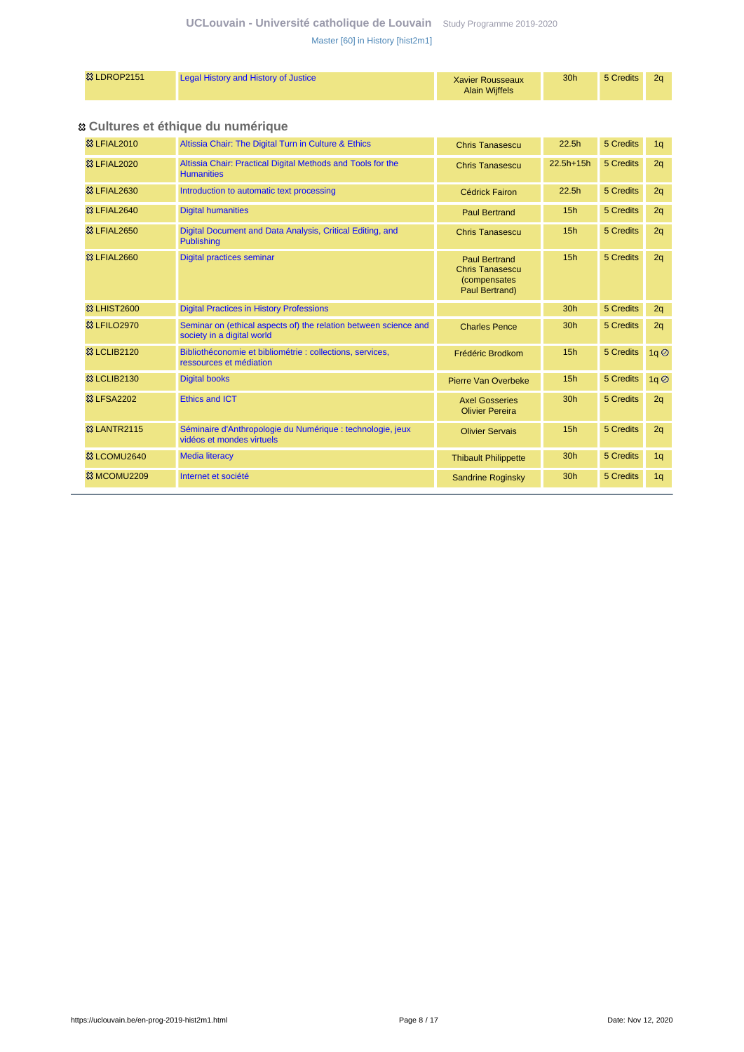| | | | | | |
|---|---|---|---|---|---|
| ⚭ LDROP2151 | Legal History and History of Justice | Xavier Rousseaux Alain Wijffels | 30h | 5 Credits | 2q |

### ⚭ Cultures et éthique du numérique

| | | | | | |
|---|---|---|---|---|---|
| ⚭ LFIAL2010 | Altissia Chair: The Digital Turn in Culture & Ethics | Chris Tanasescu | 22.5h | 5 Credits | 1q |
| ⚭ LFIAL2020 | Altissia Chair: Practical Digital Methods and Tools for the Humanities | Chris Tanasescu | 22.5h+15h | 5 Credits | 2q |
| ⚭ LFIAL2630 | Introduction to automatic text processing | Cédrick Fairon | 22.5h | 5 Credits | 2q |
| ⚭ LFIAL2640 | Digital humanities | Paul Bertrand | 15h | 5 Credits | 2q |
| ⚭ LFIAL2650 | Digital Document and Data Analysis, Critical Editing, and Publishing | Chris Tanasescu | 15h | 5 Credits | 2q |
| ⚭ LFIAL2660 | Digital practices seminar | Paul Bertrand Chris Tanasescu (compensates Paul Bertrand) | 15h | 5 Credits | 2q |
| ⚭ LHIST2600 | Digital Practices in History Professions | | 30h | 5 Credits | 2q |
| ⚭ LFILO2970 | Seminar on (ethical aspects of) the relation between science and society in a digital world | Charles Pence | 30h | 5 Credits | 2q |
| ⚭ LCLIB2120 | Bibliothéconomie et bibliométrie : collections, services, ressources et médiation | Frédéric Brodkom | 15h | 5 Credits | 1q ⊘ |
| ⚭ LCLIB2130 | Digital books | Pierre Van Overbeke | 15h | 5 Credits | 1q ⊘ |
| ⚭ LFSA2202 | Ethics and ICT | Axel Gosseries Olivier Pereira | 30h | 5 Credits | 2q |
| ⚭ LANTR2115 | Séminaire d'Anthropologie du Numérique : technologie, jeux vidéos et mondes virtuels | Olivier Servais | 15h | 5 Credits | 2q |
| ⚭ LCOMU2640 | Media literacy | Thibault Philippette | 30h | 5 Credits | 1q |
| ⚭ MCOMU2209 | Internet et société | Sandrine Roginsky | 30h | 5 Credits | 1q |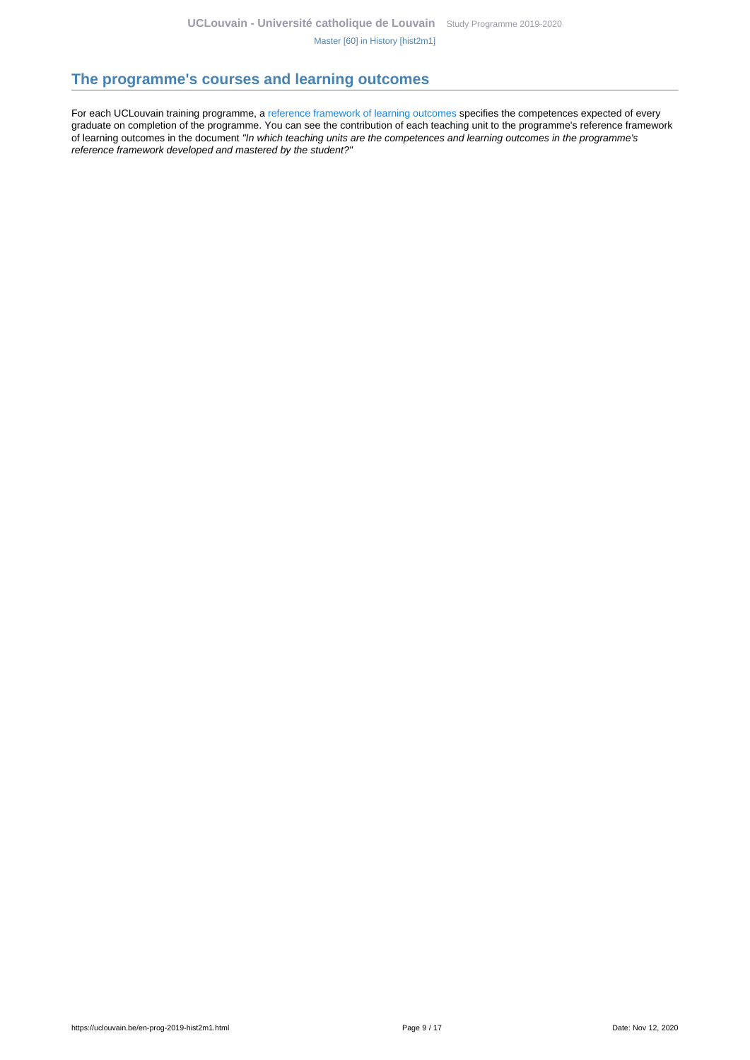## The programme's courses and learning outcomes

For each UCLouvain training programme, a reference framework of learning outcomes specifies the competences expected of every graduate on completion of the programme. You can see the contribution of each teaching unit to the programme's reference framework of learning outcomes in the document *"In which teaching units are the competences and learning outcomes in the programme's reference framework developed and mastered by the student?"*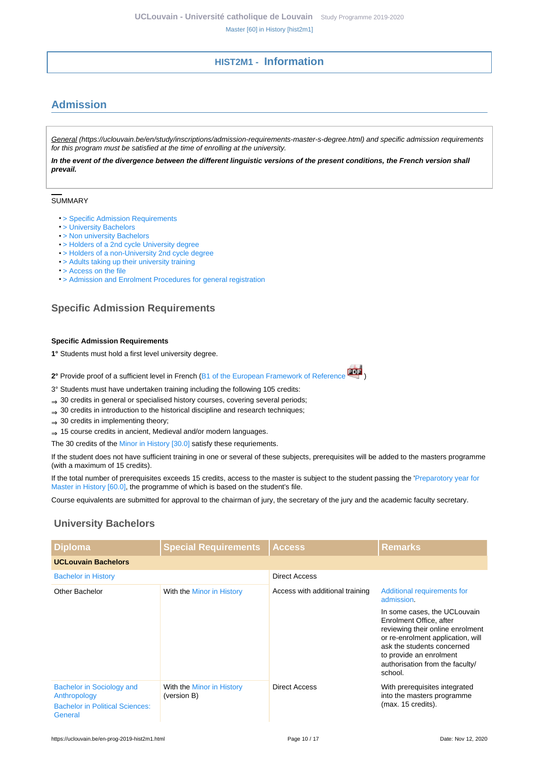## HIST2M1 - Information

## Admission

*General (https://uclouvain.be/en/study/inscriptions/admission-requirements-master-s-degree.html) and specific admission requirements for this program must be satisfied at the time of enrolling at the university.*

***In the event of the divergence between the different linguistic versions of the present conditions, the French version shall prevail.***

SUMMARY

- > Specific Admission Requirements
- > University Bachelors
- > Non university Bachelors
- > Holders of a 2nd cycle University degree
- > Holders of a non-University 2nd cycle degree
- > Adults taking up their university training
- > Access on the file
- > Admission and Enrolment Procedures for general registration

### Specific Admission Requirements

**Specific Admission Requirements**

**1°** Students must hold a first level university degree.

**2°** Provide proof of a sufficient level in French (B1 of the European Framework of Reference )

3° Students must have undertaken training including the following 105 credits:

⇒ 30 credits in general or specialised history courses, covering several periods;

⇒ 30 credits in introduction to the historical discipline and research techniques;

⇒ 30 credits in implementing theory;

⇒ 15 course credits in ancient, Medieval and/or modern languages.

The 30 credits of the Minor in History [30.0] satisfy these requriements.

If the student does not have sufficient training in one or several of these subjects, prerequisites will be added to the masters programme (with a maximum of 15 credits).

If the total number of prerequisites exceeds 15 credits, access to the master is subject to the student passing the 'Preparotory year for Master in History [60.0], the programme of which is based on the student's file.

Course equivalents are submitted for approval to the chairman of jury, the secretary of the jury and the academic faculty secretary.

### University Bachelors

| Diploma | Special Requirements | Access | Remarks |
|---|---|---|---|
| **UCLouvain Bachelors** | | | |
| Bachelor in History | | Direct Access | |
| Other Bachelor | With the Minor in History | Access with additional training | Additional requirements for admission.<br><br>In some cases, the UCLouvain Enrolment Office, after reviewing their online enrolment or re-enrolment application, will ask the students concerned to provide an enrolment authorisation from the faculty/ school. |
| Bachelor in Sociology and Anthropology<br>Bachelor in Political Sciences: General | With the Minor in History (version B) | Direct Access | With prerequisites integrated into the masters programme (max. 15 credits). |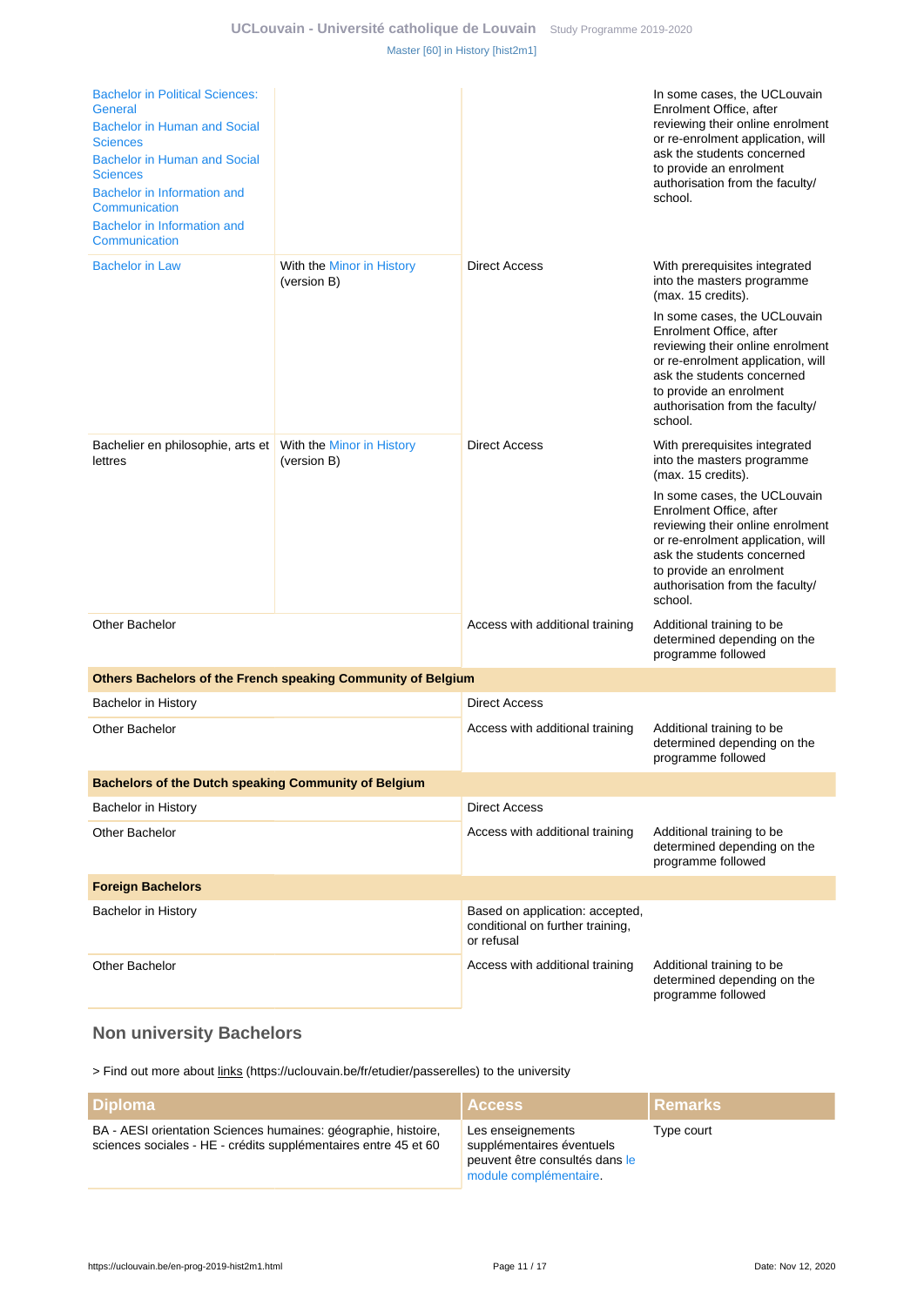| | | | |
|---|---|---|---|
| Bachelor in Political Sciences: General<br>Bachelor in Human and Social Sciences<br>Bachelor in Human and Social Sciences<br>Bachelor in Information and Communication<br>Bachelor in Information and Communication | | | In some cases, the UCLouvain Enrolment Office, after reviewing their online enrolment or re-enrolment application, will ask the students concerned to provide an enrolment authorisation from the faculty/ school. |
| Bachelor in Law | With the Minor in History (version B) | Direct Access | With prerequisites integrated into the masters programme (max. 15 credits).<br>In some cases, the UCLouvain Enrolment Office, after reviewing their online enrolment or re-enrolment application, will ask the students concerned to provide an enrolment authorisation from the faculty/ school. |
| Bachelier en philosophie, arts et lettres | With the Minor in History (version B) | Direct Access | With prerequisites integrated into the masters programme (max. 15 credits).<br>In some cases, the UCLouvain Enrolment Office, after reviewing their online enrolment or re-enrolment application, will ask the students concerned to provide an enrolment authorisation from the faculty/ school. |
| Other Bachelor | | Access with additional training | Additional training to be determined depending on the programme followed |
| **Others Bachelors of the French speaking Community of Belgium** | | | |
| Bachelor in History | | Direct Access | |
| Other Bachelor | | Access with additional training | Additional training to be determined depending on the programme followed |
| **Bachelors of the Dutch speaking Community of Belgium** | | | |
| Bachelor in History | | Direct Access | |
| Other Bachelor | | Access with additional training | Additional training to be determined depending on the programme followed |
| **Foreign Bachelors** | | | |
| Bachelor in History | | Based on application: accepted, conditional on further training, or refusal | |
| Other Bachelor | | Access with additional training | Additional training to be determined depending on the programme followed |

## Non university Bachelors

> Find out more about links (https://uclouvain.be/fr/etudier/passerelles) to the university

| Diploma | Access | Remarks |
|---|---|---|
| BA - AESI orientation Sciences humaines: géographie, histoire, sciences sociales - HE - crédits supplémentaires entre 45 et 60 | Les enseignements supplémentaires éventuels peuvent être consultés dans le module complémentaire. | Type court |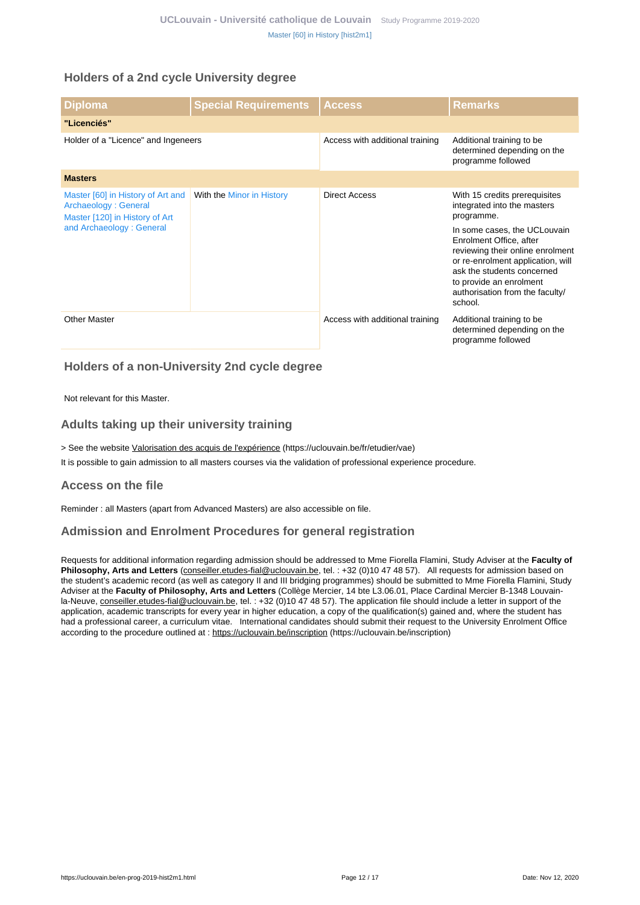## Holders of a 2nd cycle University degree

| Diploma | Special Requirements | Access | Remarks |
|---|---|---|---|
| **"Licenciés"** | | | |
| Holder of a "Licence" and Ingeneers | | Access with additional training | Additional training to be determined depending on the programme followed |
| **Masters** | | | |
| Master [60] in History of Art and Archaeology : General<br>Master [120] in History of Art and Archaeology : General | With the Minor in History | Direct Access | With 15 credits prerequisites integrated into the masters programme.<br>In some cases, the UCLouvain Enrolment Office, after reviewing their online enrolment or re-enrolment application, will ask the students concerned to provide an enrolment authorisation from the faculty/ school. |
| Other Master | | Access with additional training | Additional training to be determined depending on the programme followed |

## Holders of a non-University 2nd cycle degree

Not relevant for this Master.

## Adults taking up their university training

> See the website Valorisation des acquis de l'expérience (https://uclouvain.be/fr/etudier/vae)

It is possible to gain admission to all masters courses via the validation of professional experience procedure.

## Access on the file

Reminder : all Masters (apart from Advanced Masters) are also accessible on file.

## Admission and Enrolment Procedures for general registration

Requests for additional information regarding admission should be addressed to Mme Fiorella Flamini, Study Adviser at the **Faculty of Philosophy, Arts and Letters** (conseiller.etudes-fial@uclouvain.be, tel. : +32 (0)10 47 48 57). All requests for admission based on the student's academic record (as well as category II and III bridging programmes) should be submitted to Mme Fiorella Flamini, Study Adviser at the **Faculty of Philosophy, Arts and Letters** (Collège Mercier, 14 bte L3.06.01, Place Cardinal Mercier B-1348 Louvain-la-Neuve, conseiller.etudes-fial@uclouvain.be, tel. : +32 (0)10 47 48 57). The application file should include a letter in support of the application, academic transcripts for every year in higher education, a copy of the qualification(s) gained and, where the student has had a professional career, a curriculum vitae. International candidates should submit their request to the University Enrolment Office according to the procedure outlined at : https://uclouvain.be/inscription (https://uclouvain.be/inscription)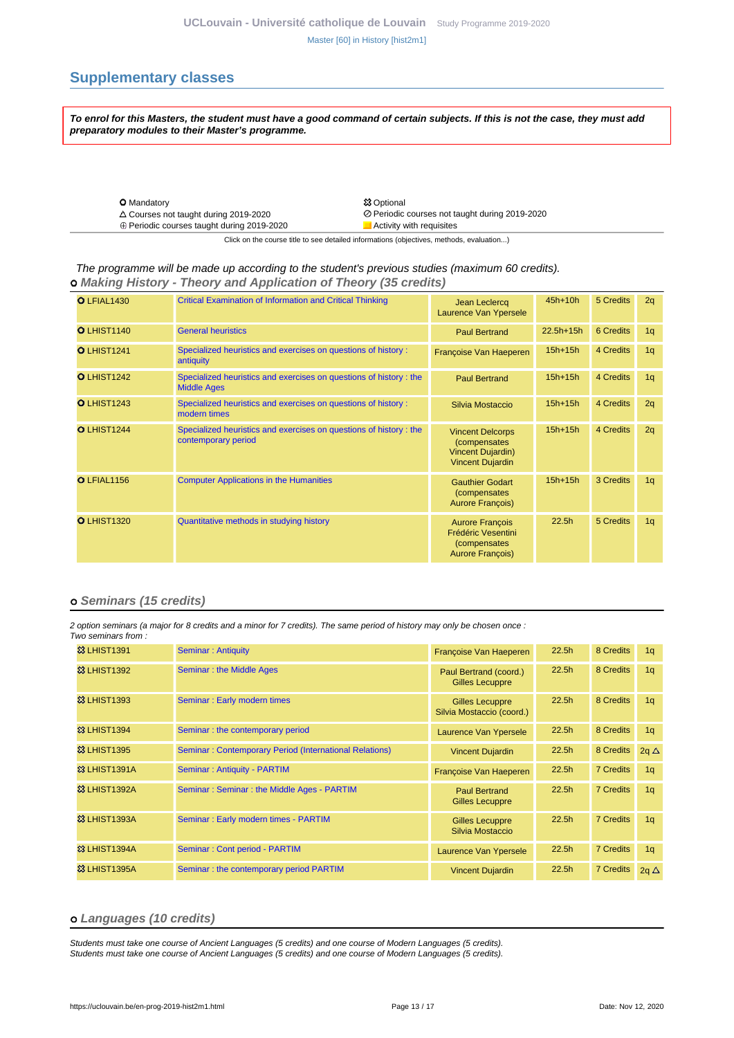## Supplementary classes

***To enrol for this Masters, the student must have a good command of certain subjects. If this is not the case, they must add preparatory modules to their Master's programme.***

| | |
|---|---|
| O Mandatory | ✪ Optional |
| △ Courses not taught during 2019-2020 | ⊘ Periodic courses not taught during 2019-2020 |
| ⊕ Periodic courses taught during 2019-2020 | Activity with requisites |

Click on the course title to see detailed informations (objectives, methods, evaluation...)

*The programme will be made up according to the student's previous studies (maximum 60 credits).*

### o *Making History - Theory and Application of Theory (35 credits)*

| Code | Title | Teachers | Hours | Credits | Quadrimester |
|---|---|---|---|---|---|
| O LFIAL1430 | Critical Examination of Information and Critical Thinking | Jean Leclercq<br>Laurence Van Ypersele | 45h+10h | 5 Credits | 2q |
| O LHIST1140 | General heuristics | Paul Bertrand | 22.5h+15h | 6 Credits | 1q |
| O LHIST1241 | Specialized heuristics and exercises on questions of history : antiquity | Françoise Van Haeperen | 15h+15h | 4 Credits | 1q |
| O LHIST1242 | Specialized heuristics and exercises on questions of history : the Middle Ages | Paul Bertrand | 15h+15h | 4 Credits | 1q |
| O LHIST1243 | Specialized heuristics and exercises on questions of history : modern times | Silvia Mostaccio | 15h+15h | 4 Credits | 2q |
| O LHIST1244 | Specialized heuristics and exercises on questions of history : the contemporary period | Vincent Delcorps (compensates Vincent Dujardin)<br>Vincent Dujardin | 15h+15h | 4 Credits | 2q |
| O LFIAL1156 | Computer Applications in the Humanities | Gauthier Godart (compensates Aurore François) | 15h+15h | 3 Credits | 1q |
| O LHIST1320 | Quantitative methods in studying history | Aurore François<br>Frédéric Vesentini (compensates Aurore François) | 22.5h | 5 Credits | 1q |

### o *Seminars (15 credits)*

*2 option seminars (a major for 8 credits and a minor for 7 credits). The same period of history may only be chosen once :*
*Two seminars from :*

| Code | Title | Teachers | Hours | Credits | Quadrimester |
|---|---|---|---|---|---|
| ✪ LHIST1391 | Seminar : Antiquity | Françoise Van Haeperen | 22.5h | 8 Credits | 1q |
| ✪ LHIST1392 | Seminar : the Middle Ages | Paul Bertrand (coord.)<br>Gilles Lecuppre | 22.5h | 8 Credits | 1q |
| ✪ LHIST1393 | Seminar : Early modern times | Gilles Lecuppre<br>Silvia Mostaccio (coord.) | 22.5h | 8 Credits | 1q |
| ✪ LHIST1394 | Seminar : the contemporary period | Laurence Van Ypersele | 22.5h | 8 Credits | 1q |
| ✪ LHIST1395 | Seminar : Contemporary Period (International Relations) | Vincent Dujardin | 22.5h | 8 Credits | 2q △ |
| ✪ LHIST1391A | Seminar : Antiquity - PARTIM | Françoise Van Haeperen | 22.5h | 7 Credits | 1q |
| ✪ LHIST1392A | Seminar : Seminar : the Middle Ages - PARTIM | Paul Bertrand<br>Gilles Lecuppre | 22.5h | 7 Credits | 1q |
| ✪ LHIST1393A | Seminar : Early modern times - PARTIM | Gilles Lecuppre<br>Silvia Mostaccio | 22.5h | 7 Credits | 1q |
| ✪ LHIST1394A | Seminar : Cont period - PARTIM | Laurence Van Ypersele | 22.5h | 7 Credits | 1q |
| ✪ LHIST1395A | Seminar : the contemporary period PARTIM | Vincent Dujardin | 22.5h | 7 Credits | 2q △ |

### o *Languages (10 credits)*

*Students must take one course of Ancient Languages (5 credits) and one course of Modern Languages (5 credits).*
*Students must take one course of Ancient Languages (5 credits) and one course of Modern Languages (5 credits).*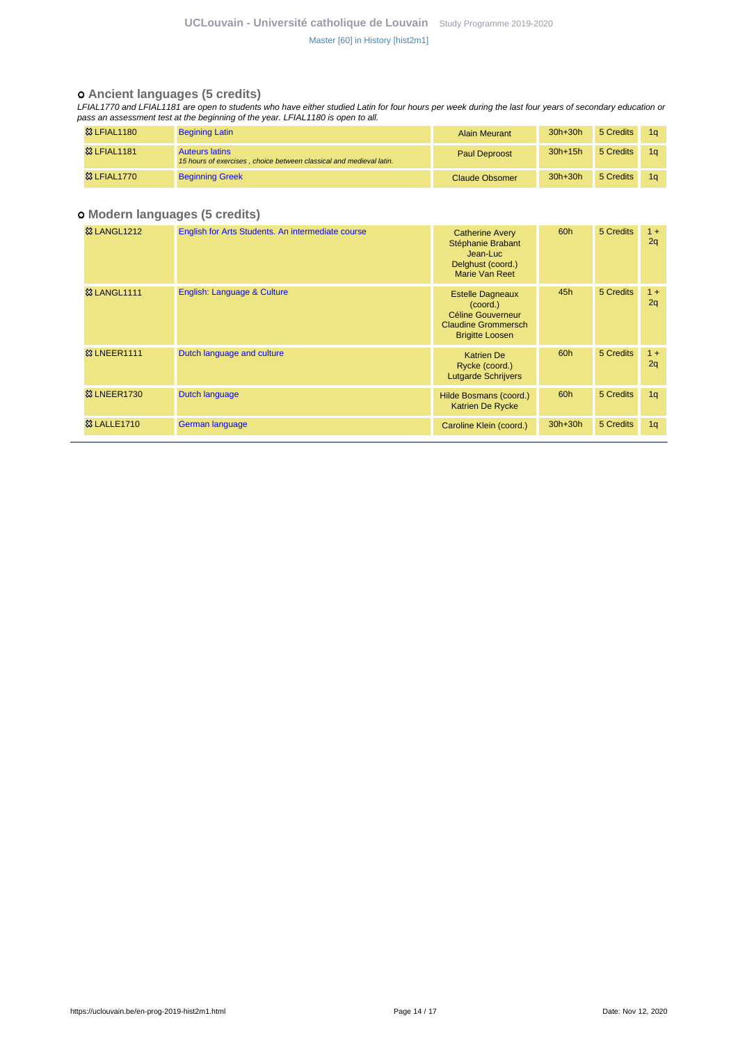### Ancient languages (5 credits)

*LFIAL1770 and LFIAL1181 are open to students who have either studied Latin for four hours per week during the last four years of secondary education or pass an assessment test at the beginning of the year. LFIAL1180 is open to all.*

| | | | | | |
|---|---|---|---|---|---|
| LFIAL1180 | Begining Latin | Alain Meurant | 30h+30h | 5 Credits | 1q |
| LFIAL1181 | Auteurs latins<br>*15 hours of exercises , choice between classical and medieval latin.* | Paul Deproost | 30h+15h | 5 Credits | 1q |
| LFIAL1770 | Beginning Greek | Claude Obsomer | 30h+30h | 5 Credits | 1q |

### Modern languages (5 credits)

| | | | | | |
|---|---|---|---|---|---|
| LANGL1212 | English for Arts Students. An intermediate course | Catherine Avery<br>Stéphanie Brabant<br>Jean-Luc Delghust (coord.)<br>Marie Van Reet | 60h | 5 Credits | 1 + 2q |
| LANGL1111 | English: Language & Culture | Estelle Dagneaux (coord.)<br>Céline Gouverneur<br>Claudine Grommersch<br>Brigitte Loosen | 45h | 5 Credits | 1 + 2q |
| LNEER1111 | Dutch language and culture | Katrien De Rycke (coord.)<br>Lutgarde Schrijvers | 60h | 5 Credits | 1 + 2q |
| LNEER1730 | Dutch language | Hilde Bosmans (coord.)<br>Katrien De Rycke | 60h | 5 Credits | 1q |
| LALLE1710 | German language | Caroline Klein (coord.) | 30h+30h | 5 Credits | 1q |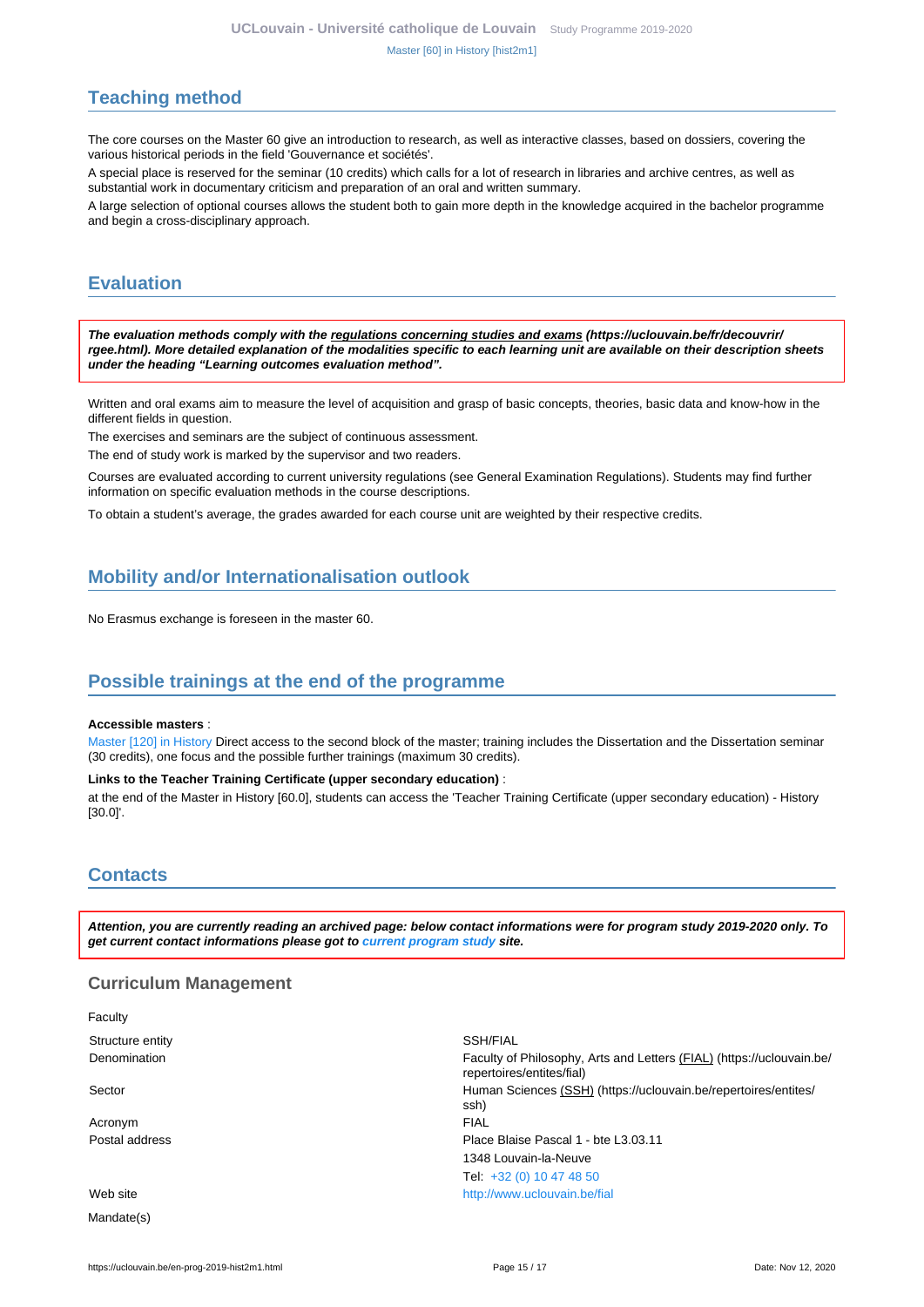## Teaching method

The core courses on the Master 60 give an introduction to research, as well as interactive classes, based on dossiers, covering the various historical periods in the field 'Gouvernance et sociétés'.

A special place is reserved for the seminar (10 credits) which calls for a lot of research in libraries and archive centres, as well as substantial work in documentary criticism and preparation of an oral and written summary.

A large selection of optional courses allows the student both to gain more depth in the knowledge acquired in the bachelor programme and begin a cross-disciplinary approach.

## Evaluation

***The evaluation methods comply with the regulations concerning studies and exams (https://uclouvain.be/fr/decouvrir/rgee.html). More detailed explanation of the modalities specific to each learning unit are available on their description sheets under the heading "Learning outcomes evaluation method".***

Written and oral exams aim to measure the level of acquisition and grasp of basic concepts, theories, basic data and know-how in the different fields in question.

The exercises and seminars are the subject of continuous assessment.

The end of study work is marked by the supervisor and two readers.

Courses are evaluated according to current university regulations (see General Examination Regulations). Students may find further information on specific evaluation methods in the course descriptions.

To obtain a student's average, the grades awarded for each course unit are weighted by their respective credits.

## Mobility and/or Internationalisation outlook

No Erasmus exchange is foreseen in the master 60.

## Possible trainings at the end of the programme

**Accessible masters** :

Master [120] in History Direct access to the second block of the master; training includes the Dissertation and the Dissertation seminar (30 credits), one focus and the possible further trainings (maximum 30 credits).

**Links to the Teacher Training Certificate (upper secondary education)** :

at the end of the Master in History [60.0], students can access the 'Teacher Training Certificate (upper secondary education) - History [30.0]'.

## Contacts

***Attention, you are currently reading an archived page: below contact informations were for program study 2019-2020 only. To get current contact informations please got to current program study site.***

### Curriculum Management

Faculty

| | |
|---|---|
| Structure entity | SSH/FIAL |
| Denomination | Faculty of Philosophy, Arts and Letters (FIAL) (https://uclouvain.be/repertoires/entites/fial) |
| Sector | Human Sciences (SSH) (https://uclouvain.be/repertoires/entites/ssh) |
| Acronym | FIAL |
| Postal address | Place Blaise Pascal 1 - bte L3.03.11<br>1348 Louvain-la-Neuve<br>Tel: +32 (0) 10 47 48 50 |
| Web site | http://www.uclouvain.be/fial |

Mandate(s)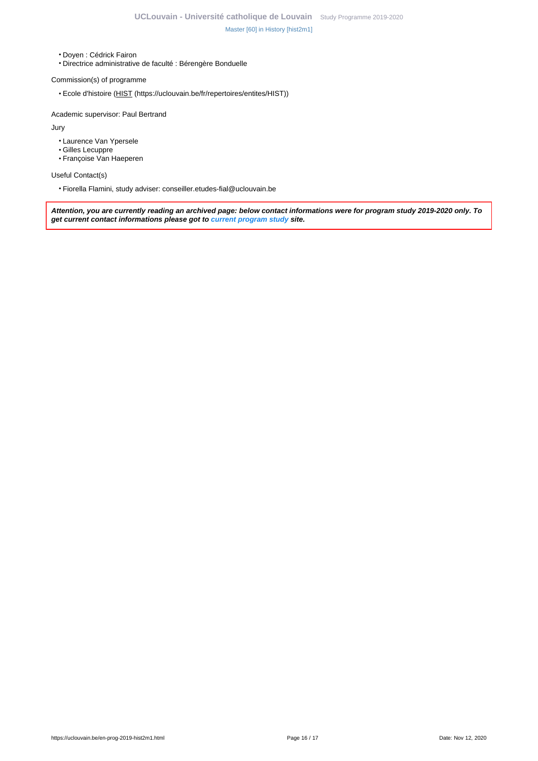- Doyen : Cédrick Fairon
- Directrice administrative de faculté : Bérengère Bonduelle

Commission(s) of programme

- Ecole d'histoire (HIST (https://uclouvain.be/fr/repertoires/entites/HIST))

Academic supervisor: Paul Bertrand

Jury

- Laurence Van Ypersele
- Gilles Lecuppre
- Françoise Van Haeperen

Useful Contact(s)

- Fiorella Flamini, study adviser: conseiller.etudes-fial@uclouvain.be

***Attention, you are currently reading an archived page: below contact informations were for program study 2019-2020 only. To get current contact informations please got to current program study site.***